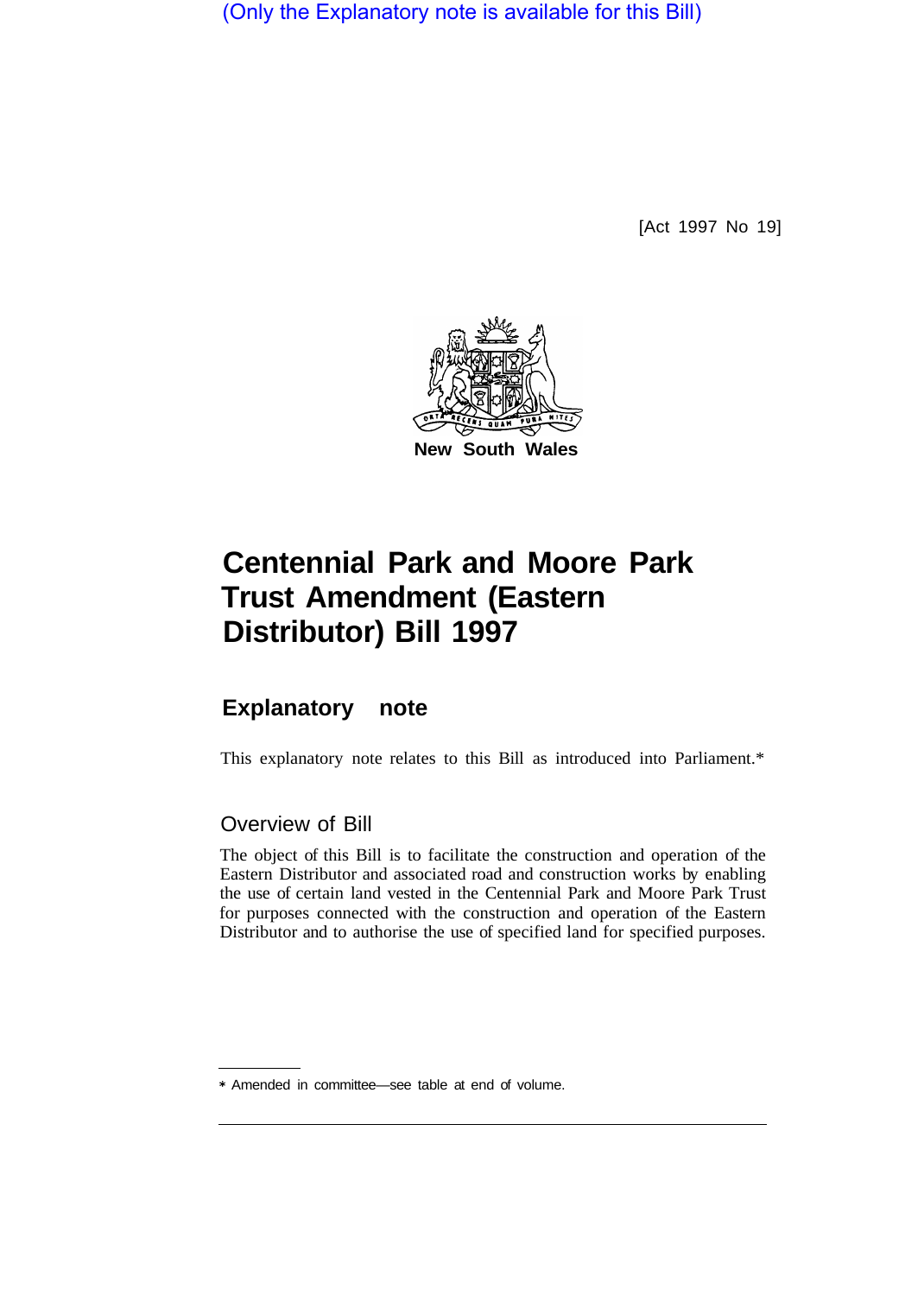(Only the Explanatory note is available for this Bill)

[Act 1997 No 19]

New South Wales

# Centennial Park and Moore Park Trust Amendment (Eastern Distributor) Bill 1997

## Explanatory note

This explanatory note relates to this Bill as introduced into Parliament.*

### Overview of Bill

The object of this Bill is to facilitate the construction and operation of the Eastern Distributor and associated road and construction works by enabling the use of certain land vested in the Centennial Park and Moore Park Trust for purposes connected with the construction and operation of the Eastern Distributor and to authorise the use of specified land for specified purposes.

* Amended in committee—see table at end of volume.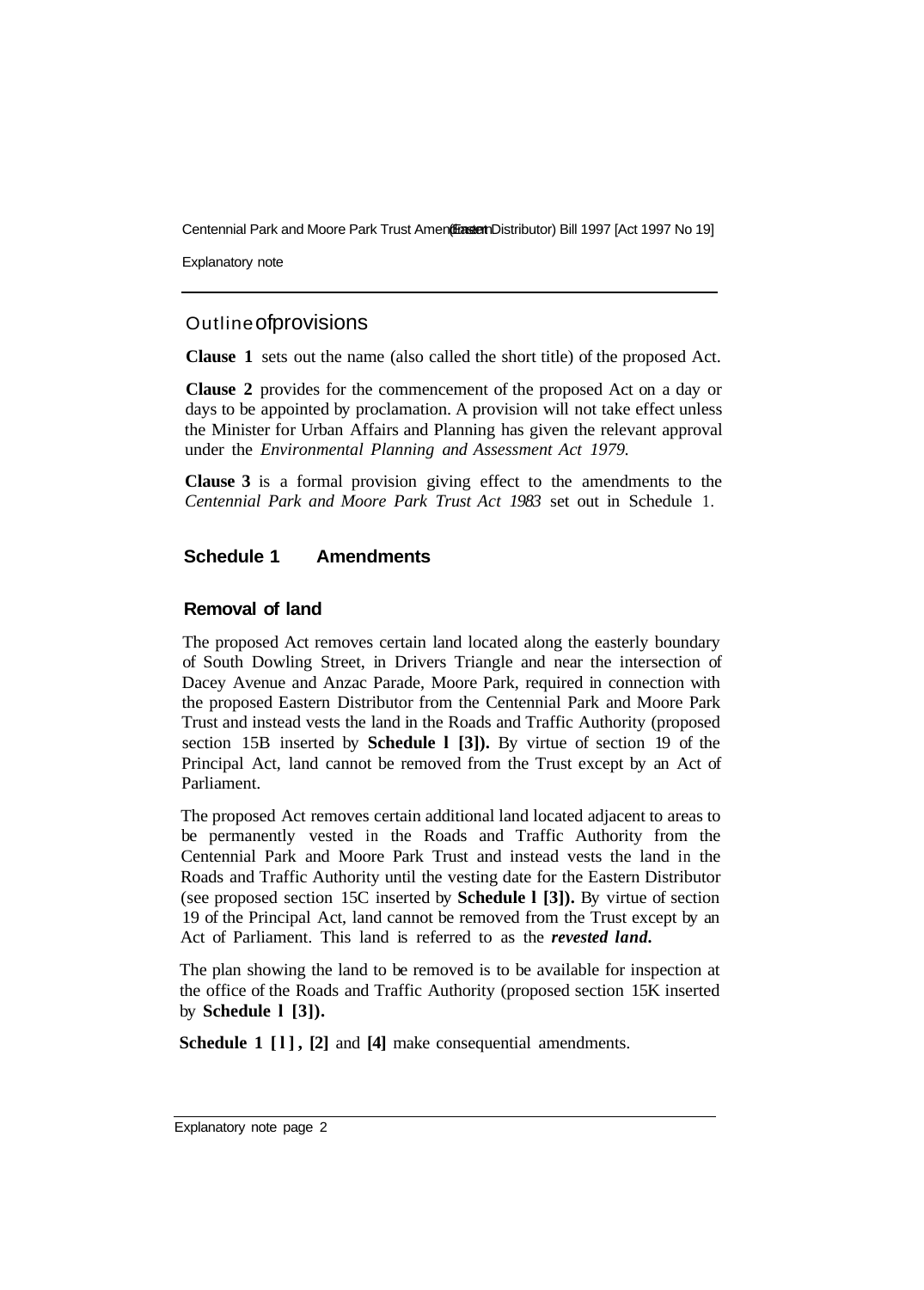## Outline of provisions

**Clause 1** sets out the name (also called the short title) of the proposed Act.

**Clause 2** provides for the commencement of the proposed Act on a day or days to be appointed by proclamation. A provision will not take effect unless the Minister for Urban Affairs and Planning has given the relevant approval under the *Environmental Planning and Assessment Act 1979.*

**Clause 3** is a formal provision giving effect to the amendments to the *Centennial Park and Moore Park Trust Act 1983* set out in Schedule 1.

### Schedule 1 Amendments

#### Removal of land

The proposed Act removes certain land located along the easterly boundary of South Dowling Street, in Drivers Triangle and near the intersection of Dacey Avenue and Anzac Parade, Moore Park, required in connection with the proposed Eastern Distributor from the Centennial Park and Moore Park Trust and instead vests the land in the Roads and Traffic Authority (proposed section 15B inserted by **Schedule 1 [3]).** By virtue of section 19 of the Principal Act, land cannot be removed from the Trust except by an Act of Parliament.

The proposed Act removes certain additional land located adjacent to areas to be permanently vested in the Roads and Traffic Authority from the Centennial Park and Moore Park Trust and instead vests the land in the Roads and Traffic Authority until the vesting date for the Eastern Distributor (see proposed section 15C inserted by **Schedule 1 [3]).** By virtue of section 19 of the Principal Act, land cannot be removed from the Trust except by an Act of Parliament. This land is referred to as the ***revested land.***

The plan showing the land to be removed is to be available for inspection at the office of the Roads and Traffic Authority (proposed section 15K inserted by **Schedule 1 [3]).**

**Schedule 1 [1], [2]** and **[4]** make consequential amendments.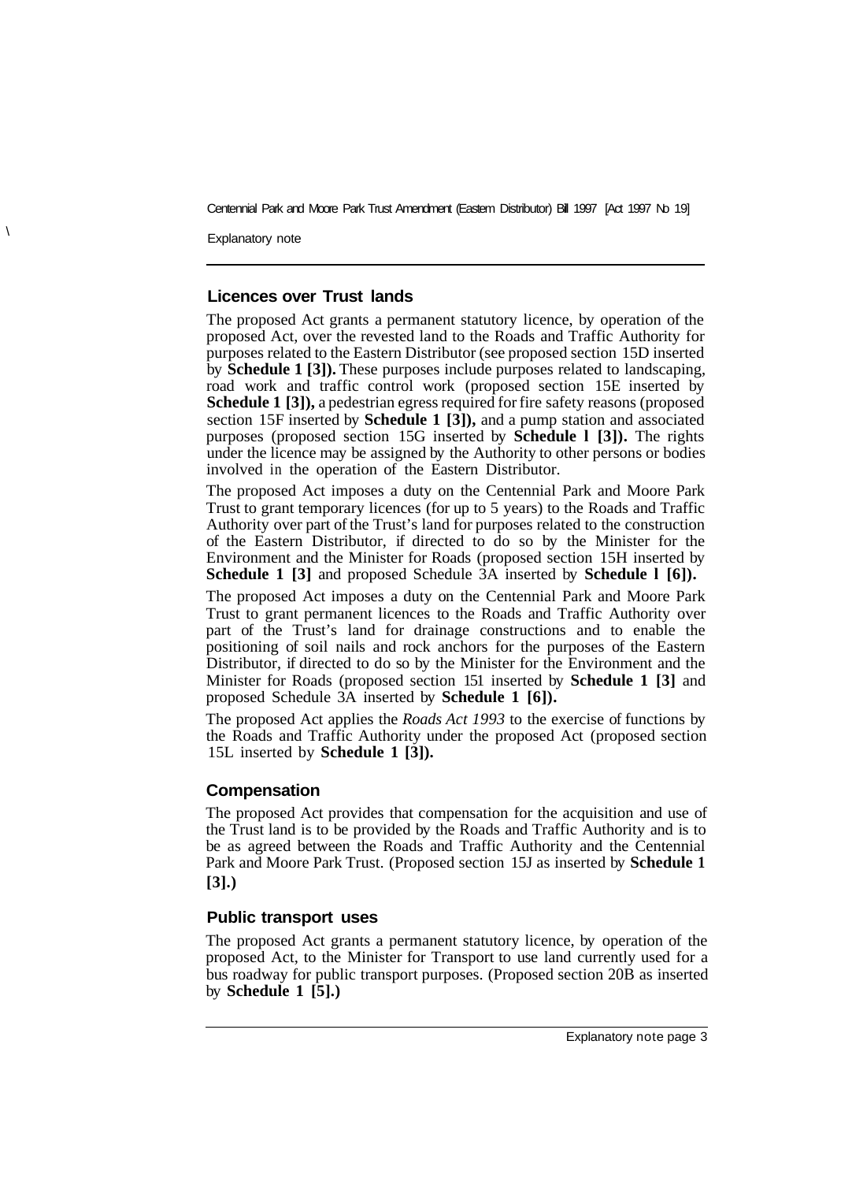## Licences over Trust lands

The proposed Act grants a permanent statutory licence, by operation of the proposed Act, over the revested land to the Roads and Traffic Authority for purposes related to the Eastern Distributor (see proposed section 15D inserted by **Schedule 1 [3]).** These purposes include purposes related to landscaping, road work and traffic control work (proposed section 15E inserted by **Schedule 1 [3]),** a pedestrian egress required for fire safety reasons (proposed section 15F inserted by **Schedule 1 [3]),** and a pump station and associated purposes (proposed section 15G inserted by **Schedule l [3]).** The rights under the licence may be assigned by the Authority to other persons or bodies involved in the operation of the Eastern Distributor.

The proposed Act imposes a duty on the Centennial Park and Moore Park Trust to grant temporary licences (for up to 5 years) to the Roads and Traffic Authority over part of the Trust's land for purposes related to the construction of the Eastern Distributor, if directed to do so by the Minister for the Environment and the Minister for Roads (proposed section 15H inserted by **Schedule 1 [3]** and proposed Schedule 3A inserted by **Schedule l [6]).**

The proposed Act imposes a duty on the Centennial Park and Moore Park Trust to grant permanent licences to the Roads and Traffic Authority over part of the Trust's land for drainage constructions and to enable the positioning of soil nails and rock anchors for the purposes of the Eastern Distributor, if directed to do so by the Minister for the Environment and the Minister for Roads (proposed section 151 inserted by **Schedule 1 [3]** and proposed Schedule 3A inserted by **Schedule 1 [6]).**

The proposed Act applies the *Roads Act 1993* to the exercise of functions by the Roads and Traffic Authority under the proposed Act (proposed section 15L inserted by **Schedule 1 [3]).**

## Compensation

The proposed Act provides that compensation for the acquisition and use of the Trust land is to be provided by the Roads and Traffic Authority and is to be as agreed between the Roads and Traffic Authority and the Centennial Park and Moore Park Trust. (Proposed section 15J as inserted by **Schedule 1 [3].)**

## Public transport uses

The proposed Act grants a permanent statutory licence, by operation of the proposed Act, to the Minister for Transport to use land currently used for a bus roadway for public transport purposes. (Proposed section 20B as inserted by **Schedule 1 [5].)**